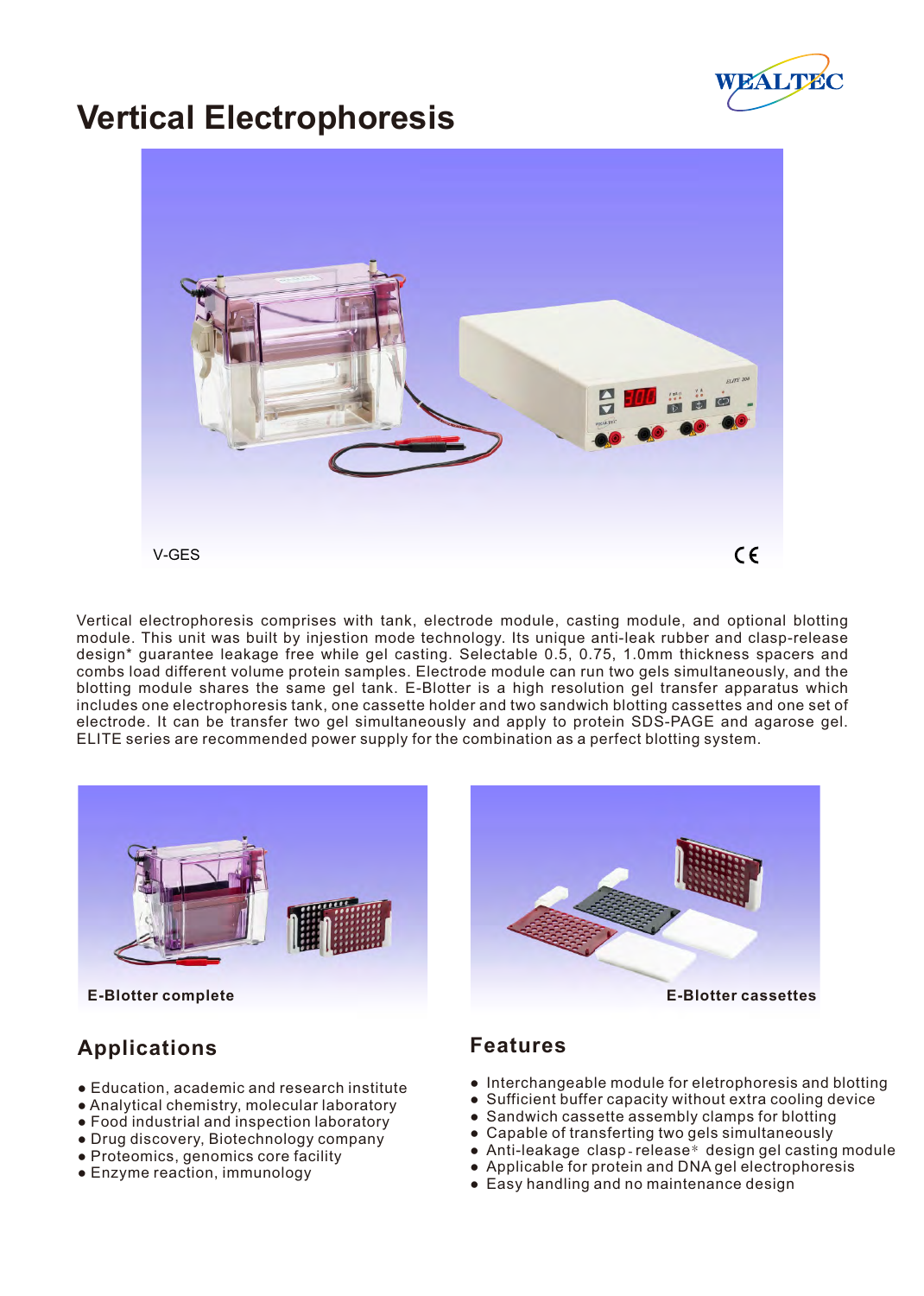# Vertical Electrophoresis

V-GES

Vertical electrophoresis comprises with tank, electrode module, casting module, and optional blotting module. This unit was built by injestion mode technology. Its unique anti-leak rubber and clasp-release design* guarantee leakage free while gel casting. Selectable 0.5, 0.75, 1.0mm thickness spacers and combs load different volume protein samples. Electrode module can run two gels simultaneously, and the blotting module shares the same gel tank. E-Blotter is a high resolution gel transfer apparatus which includes one electrophoresis tank, one cassette holder and two sandwich blotting cassettes and one set of electrode. It can be transfer two gel simultaneously and apply to protein SDS-PAGE and agarose gel. ELITE series are recommended power supply for the combination as a perfect blotting system.

E-Blotter complete

E-Blotter cassettes

## Applications

- Education, academic and research institute
- Analytical chemistry, molecular laboratory
- Food industrial and inspection laboratory
- Drug discovery, Biotechnology company
- Proteomics, genomics core facility
- Enzyme reaction, immunology

## Features

- Interchangeable module for eletrophoresis and blotting
- Sufficient buffer capacity without extra cooling device
- Sandwich cassette assembly clamps for blotting
- Capable of transferting two gels simultaneously
- Anti-leakage clasp-release* design gel casting module
- Applicable for protein and DNA gel electrophoresis
- Easy handling and no maintenance design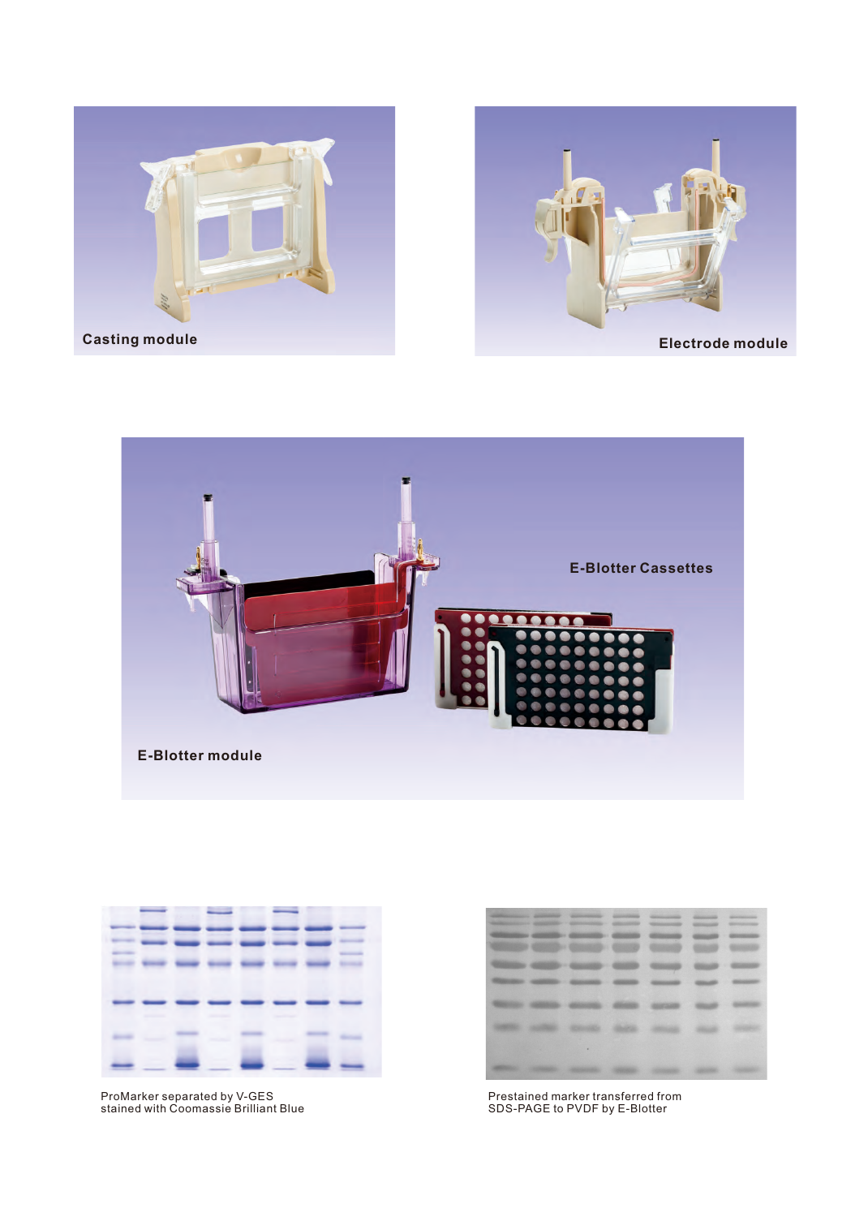Casting module

Electrode module

E-Blotter Cassettes

E-Blotter module

ProMarker separated by V-GES
stained with Coomassie Brilliant Blue

Prestained marker transferred from
SDS-PAGE to PVDF by E-Blotter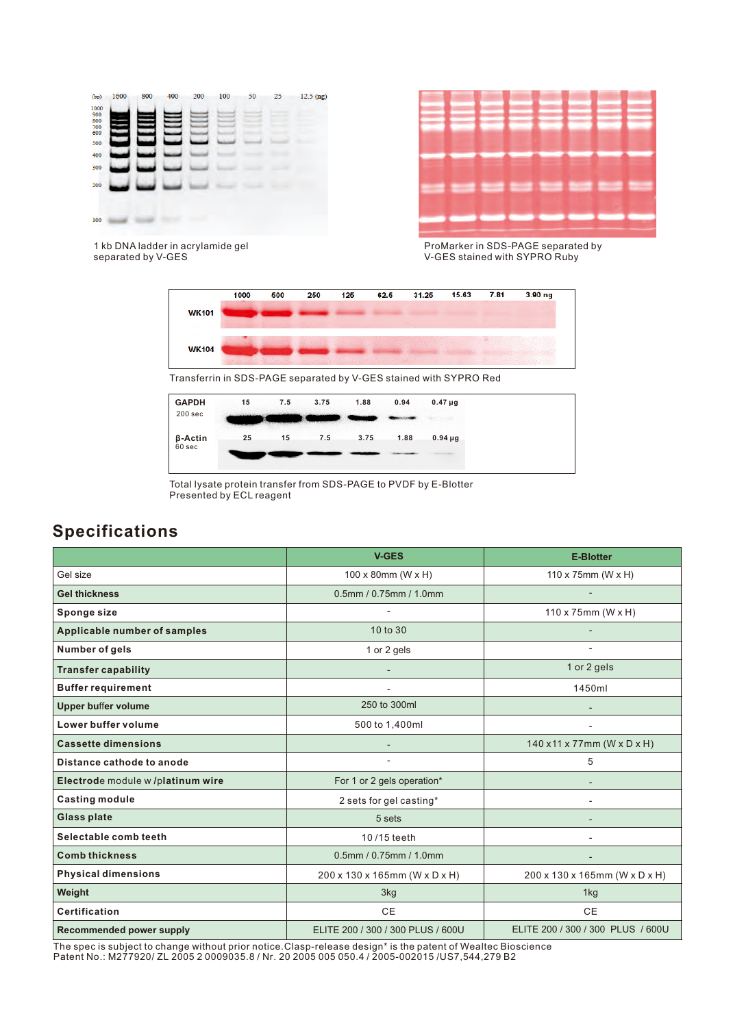1 kb DNA ladder in acrylamide gel separated by V-GES

ProMarker in SDS-PAGE separated by V-GES stained with SYPRO Ruby

Transferrin in SDS-PAGE separated by V-GES stained with SYPRO Red

Total lysate protein transfer from SDS-PAGE to PVDF by E-Blotter
Presented by ECL reagent

## Specifications

| | V-GES | E-Blotter |
|---|---|---|
| Gel size | 100 x 80mm (W x H) | 110 x 75mm (W x H) |
| **Gel thickness** | 0.5mm / 0.75mm / 1.0mm | - |
| **Sponge size** | - | 110 x 75mm (W x H) |
| **Applicable number of samples** | 10 to 30 | - |
| **Number of gels** | 1 or 2 gels | - |
| **Transfer capability** | - | 1 or 2 gels |
| **Buffer requirement** | - | 1450ml |
| **Upper buffer volume** | 250 to 300ml | - |
| **Lower buffer volume** | 500 to 1,400ml | - |
| **Cassette dimensions** | - | 140 x11 x 77mm (W x D x H) |
| **Distance cathode to anode** | - | 5 |
| **Electrode module w /platinum wire** | For 1 or 2 gels operation* | - |
| **Casting module** | 2 sets for gel casting* | - |
| **Glass plate** | 5 sets | - |
| **Selectable comb teeth** | 10 /15 teeth | - |
| **Comb thickness** | 0.5mm / 0.75mm / 1.0mm | - |
| **Physical dimensions** | 200 x 130 x 165mm (W x D x H) | 200 x 130 x 165mm (W x D x H) |
| **Weight** | 3kg | 1kg |
| **Certification** | CE | CE |
| **Recommended power supply** | ELITE 200 / 300 / 300 PLUS / 600U | ELITE 200 / 300 / 300 PLUS / 600U |

The spec is subject to change without prior notice.Clasp-release design* is the patent of Wealtec Bioscience
Patent No.: M277920/ ZL 2005 2 0009035.8 / Nr. 20 2005 005 050.4 / 2005-002015 /US7,544,279 B2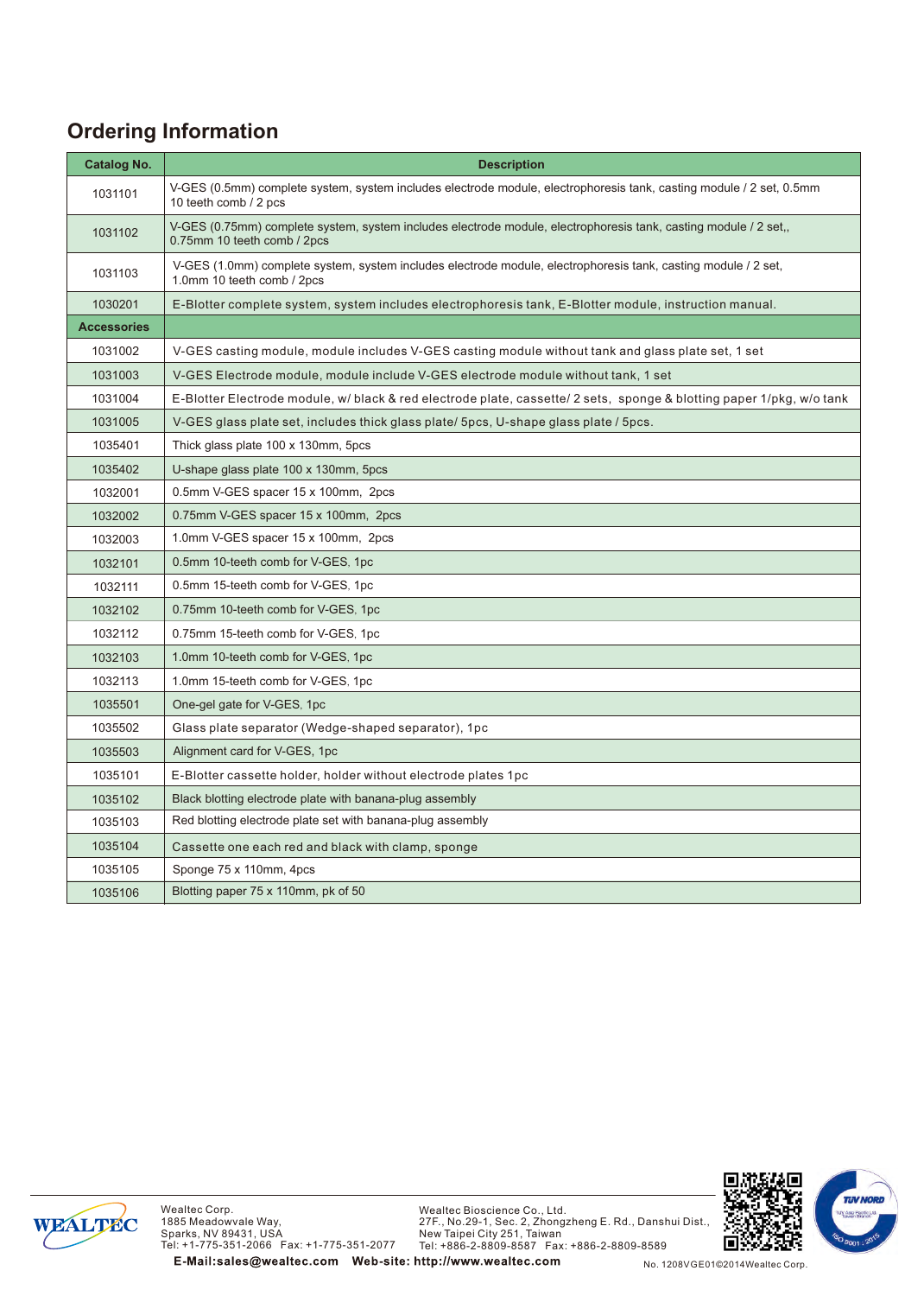## Ordering Information

| Catalog No. | Description |
|---|---|
| 1031101 | V-GES (0.5mm) complete system, system includes electrode module, electrophoresis tank, casting module / 2 set, 0.5mm 10 teeth comb / 2 pcs |
| 1031102 | V-GES (0.75mm) complete system, system includes electrode module, electrophoresis tank, casting module / 2 set,, 0.75mm 10 teeth comb / 2pcs |
| 1031103 | V-GES (1.0mm) complete system, system includes electrode module, electrophoresis tank, casting module / 2 set, 1.0mm 10 teeth comb / 2pcs |
| 1030201 | E-Blotter complete system, system includes electrophoresis tank, E-Blotter module, instruction manual. |
| **Accessories** | |
| 1031002 | V-GES casting module, module includes V-GES casting module without tank and glass plate set, 1 set |
| 1031003 | V-GES Electrode module, module include V-GES electrode module without tank, 1 set |
| 1031004 | E-Blotter Electrode module, w/ black & red electrode plate, cassette/ 2 sets, sponge & blotting paper 1/pkg, w/o tank |
| 1031005 | V-GES glass plate set, includes thick glass plate/ 5pcs, U-shape glass plate / 5pcs. |
| 1035401 | Thick glass plate 100 x 130mm, 5pcs |
| 1035402 | U-shape glass plate 100 x 130mm, 5pcs |
| 1032001 | 0.5mm V-GES spacer 15 x 100mm, 2pcs |
| 1032002 | 0.75mm V-GES spacer 15 x 100mm, 2pcs |
| 1032003 | 1.0mm V-GES spacer 15 x 100mm, 2pcs |
| 1032101 | 0.5mm 10-teeth comb for V-GES, 1pc |
| 1032111 | 0.5mm 15-teeth comb for V-GES, 1pc |
| 1032102 | 0.75mm 10-teeth comb for V-GES, 1pc |
| 1032112 | 0.75mm 15-teeth comb for V-GES, 1pc |
| 1032103 | 1.0mm 10-teeth comb for V-GES, 1pc |
| 1032113 | 1.0mm 15-teeth comb for V-GES, 1pc |
| 1035501 | One-gel gate for V-GES, 1pc |
| 1035502 | Glass plate separator (Wedge-shaped separator), 1pc |
| 1035503 | Alignment card for V-GES, 1pc |
| 1035101 | E-Blotter cassette holder, holder without electrode plates 1pc |
| 1035102 | Black blotting electrode plate with banana-plug assembly |
| 1035103 | Red blotting electrode plate set with banana-plug assembly |
| 1035104 | Cassette one each red and black with clamp, sponge |
| 1035105 | Sponge 75 x 110mm, 4pcs |
| 1035106 | Blotting paper 75 x 110mm, pk of 50 |

WEALTEC

Wealtec Corp.
1885 Meadowvale Way,
Sparks, NV 89431, USA
Tel: +1-775-351-2066 Fax: +1-775-351-2077

Wealtec Bioscience Co., Ltd.
27F., No.29-1, Sec. 2, Zhongzheng E. Rd., Danshui Dist.,
New Taipei City 251, Taiwan
Tel: +886-2-8809-8587 Fax: +886-2-8809-8589

E-Mail:sales@wealtec.com Web-site: http://www.wealtec.com

No. 1208VGE01©2014Wealtec Corp.